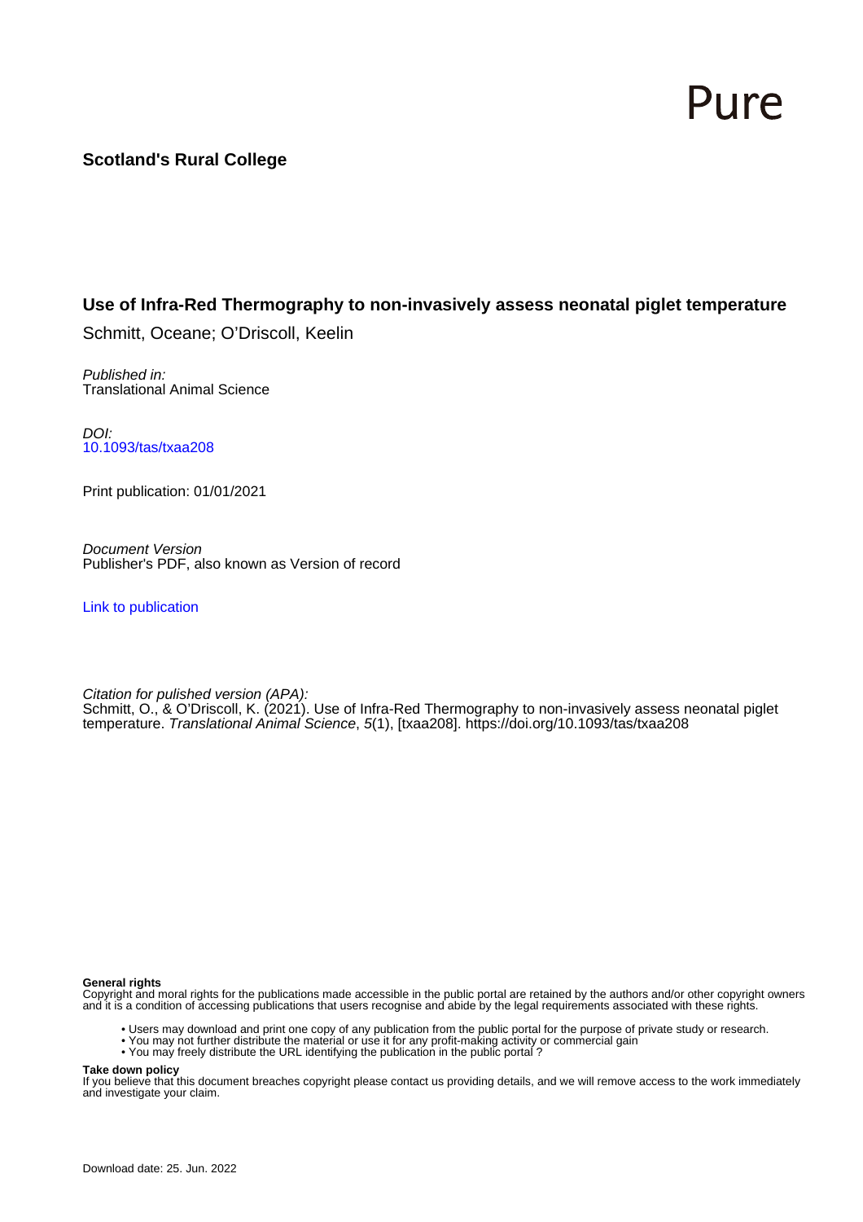Pure

**Scotland's Rural College**

## Use of Infra-Red Thermography to non-invasively assess neonatal piglet temperature

Schmitt, Oceane; O'Driscoll, Keelin

*Published in:*
Translational Animal Science

*DOI:*
10.1093/tas/txaa208

Print publication: 01/01/2021

*Document Version*
Publisher's PDF, also known as Version of record

Link to publication

*Citation for pulished version (APA):*
Schmitt, O., & O'Driscoll, K. (2021). Use of Infra-Red Thermography to non-invasively assess neonatal piglet temperature. *Translational Animal Science*, *5*(1), [txaa208]. https://doi.org/10.1093/tas/txaa208

**General rights**
Copyright and moral rights for the publications made accessible in the public portal are retained by the authors and/or other copyright owners and it is a condition of accessing publications that users recognise and abide by the legal requirements associated with these rights.

- Users may download and print one copy of any publication from the public portal for the purpose of private study or research.
- You may not further distribute the material or use it for any profit-making activity or commercial gain
- You may freely distribute the URL identifying the publication in the public portal ?

**Take down policy**
If you believe that this document breaches copyright please contact us providing details, and we will remove access to the work immediately and investigate your claim.

Download date: 25. Jun. 2022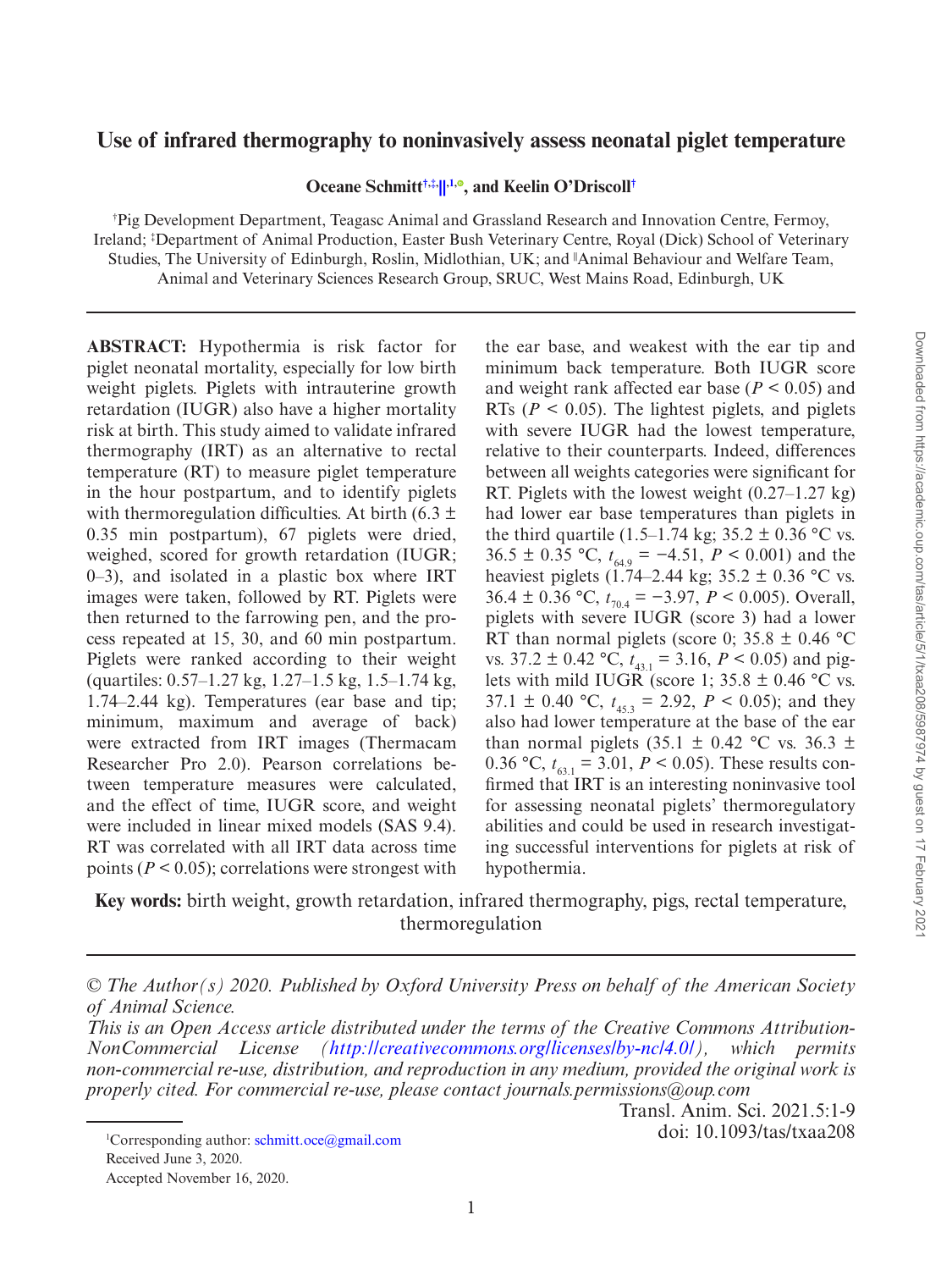# Use of infrared thermography to noninvasively assess neonatal piglet temperature

**Oceane Schmitt**[†,‡,‖,1], **and Keelin O'Driscoll**[†]

[†]Pig Development Department, Teagasc Animal and Grassland Research and Innovation Centre, Fermoy, Ireland; [‡]Department of Animal Production, Easter Bush Veterinary Centre, Royal (Dick) School of Veterinary Studies, The University of Edinburgh, Roslin, Midlothian, UK; and [‖]Animal Behaviour and Welfare Team, Animal and Veterinary Sciences Research Group, SRUC, West Mains Road, Edinburgh, UK

**ABSTRACT:** Hypothermia is risk factor for piglet neonatal mortality, especially for low birth weight piglets. Piglets with intrauterine growth retardation (IUGR) also have a higher mortality risk at birth. This study aimed to validate infrared thermography (IRT) as an alternative to rectal temperature (RT) to measure piglet temperature in the hour postpartum, and to identify piglets with thermoregulation difficulties. At birth (6.3 ± 0.35 min postpartum), 67 piglets were dried, weighed, scored for growth retardation (IUGR; 0–3), and isolated in a plastic box where IRT images were taken, followed by RT. Piglets were then returned to the farrowing pen, and the process repeated at 15, 30, and 60 min postpartum. Piglets were ranked according to their weight (quartiles: 0.57–1.27 kg, 1.27–1.5 kg, 1.5–1.74 kg, 1.74–2.44 kg). Temperatures (ear base and tip; minimum, maximum and average of back) were extracted from IRT images (Thermacam Researcher Pro 2.0). Pearson correlations between temperature measures were calculated, and the effect of time, IUGR score, and weight were included in linear mixed models (SAS 9.4). RT was correlated with all IRT data across time points ($P < 0.05$); correlations were strongest with the ear base, and weakest with the ear tip and minimum back temperature. Both IUGR score and weight rank affected ear base ($P < 0.05$) and RTs ($P < 0.05$). The lightest piglets, and piglets with severe IUGR had the lowest temperature, relative to their counterparts. Indeed, differences between all weights categories were significant for RT. Piglets with the lowest weight (0.27–1.27 kg) had lower ear base temperatures than piglets in the third quartile (1.5–1.74 kg; 35.2 ± 0.36 °C vs. 36.5 ± 0.35 °C, $t_{64.9} = -4.51$, $P < 0.001$) and the heaviest piglets (1.74–2.44 kg; 35.2 ± 0.36 °C vs. 36.4 ± 0.36 °C, $t_{70.4} = -3.97$, $P < 0.005$). Overall, piglets with severe IUGR (score 3) had a lower RT than normal piglets (score 0; 35.8 ± 0.46 °C vs. 37.2 ± 0.42 °C, $t_{43.1} = 3.16$, $P < 0.05$) and piglets with mild IUGR (score 1; 35.8 ± 0.46 °C vs. 37.1 ± 0.40 °C, $t_{45.3} = 2.92$, $P < 0.05$); and they also had lower temperature at the base of the ear than normal piglets (35.1 ± 0.42 °C vs. 36.3 ± 0.36 °C, $t_{63.1} = 3.01$, $P < 0.05$). These results confirmed that IRT is an interesting noninvasive tool for assessing neonatal piglets' thermoregulatory abilities and could be used in research investigating successful interventions for piglets at risk of hypothermia.

**Key words:** birth weight, growth retardation, infrared thermography, pigs, rectal temperature, thermoregulation

*© The Author(s) 2020. Published by Oxford University Press on behalf of the American Society of Animal Science.*
*This is an Open Access article distributed under the terms of the Creative Commons Attribution-NonCommercial License (http://creativecommons.org/licenses/by-nc/4.0/), which permits non-commercial re-use, distribution, and reproduction in any medium, provided the original work is properly cited. For commercial re-use, please contact journals.permissions@oup.com*

Transl. Anim. Sci. 2021.5:1-9
doi: 10.1093/tas/txaa208

[1]Corresponding author: schmitt.oce@gmail.com
Received June 3, 2020.
Accepted November 16, 2020.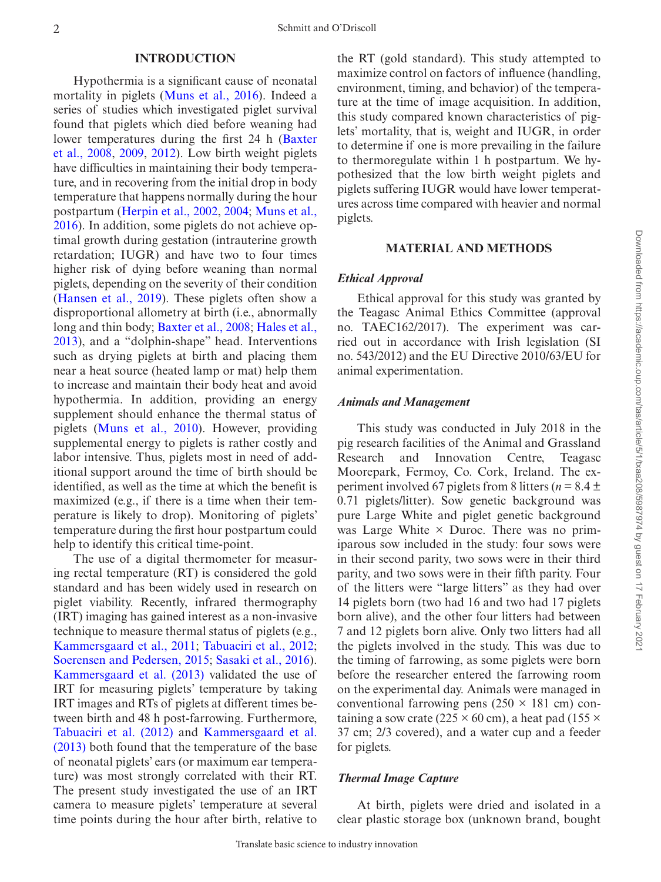## INTRODUCTION

Hypothermia is a significant cause of neonatal mortality in piglets (Muns et al., 2016). Indeed a series of studies which investigated piglet survival found that piglets which died before weaning had lower temperatures during the first 24 h (Baxter et al., 2008, 2009, 2012). Low birth weight piglets have difficulties in maintaining their body temperature, and in recovering from the initial drop in body temperature that happens normally during the hour postpartum (Herpin et al., 2002, 2004; Muns et al., 2016). In addition, some piglets do not achieve optimal growth during gestation (intrauterine growth retardation; IUGR) and have two to four times higher risk of dying before weaning than normal piglets, depending on the severity of their condition (Hansen et al., 2019). These piglets often show a disproportional allometry at birth (i.e., abnormally long and thin body; Baxter et al., 2008; Hales et al., 2013), and a "dolphin-shape" head. Interventions such as drying piglets at birth and placing them near a heat source (heated lamp or mat) help them to increase and maintain their body heat and avoid hypothermia. In addition, providing an energy supplement should enhance the thermal status of piglets (Muns et al., 2010). However, providing supplemental energy to piglets is rather costly and labor intensive. Thus, piglets most in need of additional support around the time of birth should be identified, as well as the time at which the benefit is maximized (e.g., if there is a time when their temperature is likely to drop). Monitoring of piglets' temperature during the first hour postpartum could help to identify this critical time-point.

The use of a digital thermometer for measuring rectal temperature (RT) is considered the gold standard and has been widely used in research on piglet viability. Recently, infrared thermography (IRT) imaging has gained interest as a non-invasive technique to measure thermal status of piglets (e.g., Kammersgaard et al., 2011; Tabuaciri et al., 2012; Soerensen and Pedersen, 2015; Sasaki et al., 2016). Kammersgaard et al. (2013) validated the use of IRT for measuring piglets' temperature by taking IRT images and RTs of piglets at different times between birth and 48 h post-farrowing. Furthermore, Tabuaciri et al. (2012) and Kammersgaard et al. (2013) both found that the temperature of the base of neonatal piglets' ears (or maximum ear temperature) was most strongly correlated with their RT. The present study investigated the use of an IRT camera to measure piglets' temperature at several time points during the hour after birth, relative to the RT (gold standard). This study attempted to maximize control on factors of influence (handling, environment, timing, and behavior) of the temperature at the time of image acquisition. In addition, this study compared known characteristics of piglets' mortality, that is, weight and IUGR, in order to determine if one is more prevailing in the failure to thermoregulate within 1 h postpartum. We hypothesized that the low birth weight piglets and piglets suffering IUGR would have lower temperatures across time compared with heavier and normal piglets.

## MATERIAL AND METHODS

### *Ethical Approval*

Ethical approval for this study was granted by the Teagasc Animal Ethics Committee (approval no. TAEC162/2017). The experiment was carried out in accordance with Irish legislation (SI no. 543/2012) and the EU Directive 2010/63/EU for animal experimentation.

### *Animals and Management*

This study was conducted in July 2018 in the pig research facilities of the Animal and Grassland Research and Innovation Centre, Teagasc Moorepark, Fermoy, Co. Cork, Ireland. The experiment involved 67 piglets from 8 litters ($n = 8.4 \pm 0.71$ piglets/litter). Sow genetic background was pure Large White and piglet genetic background was Large White × Duroc. There was no primiparous sow included in the study: four sows were in their second parity, two sows were in their third parity, and two sows were in their fifth parity. Four of the litters were "large litters" as they had over 14 piglets born (two had 16 and two had 17 piglets born alive), and the other four litters had between 7 and 12 piglets born alive. Only two litters had all the piglets involved in the study. This was due to the timing of farrowing, as some piglets were born before the researcher entered the farrowing room on the experimental day. Animals were managed in conventional farrowing pens (250 × 181 cm) containing a sow crate (225 × 60 cm), a heat pad (155 × 37 cm; 2/3 covered), and a water cup and a feeder for piglets.

### *Thermal Image Capture*

At birth, piglets were dried and isolated in a clear plastic storage box (unknown brand, bought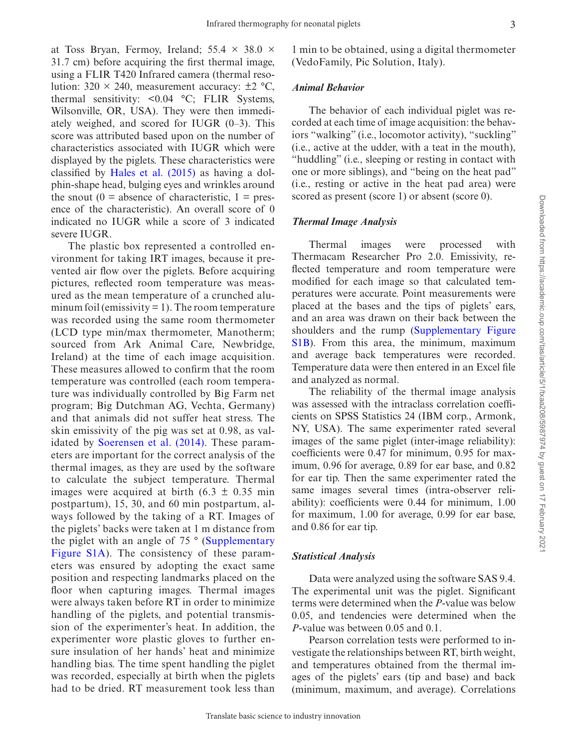at Toss Bryan, Fermoy, Ireland; 55.4 × 38.0 × 31.7 cm) before acquiring the first thermal image, using a FLIR T420 Infrared camera (thermal resolution: 320 × 240, measurement accuracy: ±2 °C, thermal sensitivity: <0.04 °C; FLIR Systems, Wilsonville, OR, USA). They were then immediately weighed, and scored for IUGR (0–3). This score was attributed based upon on the number of characteristics associated with IUGR which were displayed by the piglets. These characteristics were classified by Hales et al. (2015) as having a dolphin-shape head, bulging eyes and wrinkles around the snout (0 = absence of characteristic, 1 = presence of the characteristic). An overall score of 0 indicated no IUGR while a score of 3 indicated severe IUGR.

The plastic box represented a controlled environment for taking IRT images, because it prevented air flow over the piglets. Before acquiring pictures, reflected room temperature was measured as the mean temperature of a crunched aluminum foil (emissivity = 1). The room temperature was recorded using the same room thermometer (LCD type min/max thermometer, Manotherm; sourced from Ark Animal Care, Newbridge, Ireland) at the time of each image acquisition. These measures allowed to confirm that the room temperature was controlled (each room temperature was individually controlled by Big Farm net program; Big Dutchman AG, Vechta, Germany) and that animals did not suffer heat stress. The skin emissivity of the pig was set at 0.98, as validated by Soerensen et al. (2014). These parameters are important for the correct analysis of the thermal images, as they are used by the software to calculate the subject temperature. Thermal images were acquired at birth (6.3 ± 0.35 min postpartum), 15, 30, and 60 min postpartum, always followed by the taking of a RT. Images of the piglets' backs were taken at 1 m distance from the piglet with an angle of 75 ° (Supplementary Figure S1A). The consistency of these parameters was ensured by adopting the exact same position and respecting landmarks placed on the floor when capturing images. Thermal images were always taken before RT in order to minimize handling of the piglets, and potential transmission of the experimenter's heat. In addition, the experimenter wore plastic gloves to further ensure insulation of her hands' heat and minimize handling bias. The time spent handling the piglet was recorded, especially at birth when the piglets had to be dried. RT measurement took less than 1 min to be obtained, using a digital thermometer (VedoFamily, Pic Solution, Italy).

### *Animal Behavior*

The behavior of each individual piglet was recorded at each time of image acquisition: the behaviors "walking" (i.e., locomotor activity), "suckling" (i.e., active at the udder, with a teat in the mouth), "huddling" (i.e., sleeping or resting in contact with one or more siblings), and "being on the heat pad" (i.e., resting or active in the heat pad area) were scored as present (score 1) or absent (score 0).

### *Thermal Image Analysis*

Thermal images were processed with Thermacam Researcher Pro 2.0. Emissivity, reflected temperature and room temperature were modified for each image so that calculated temperatures were accurate. Point measurements were placed at the bases and the tips of piglets' ears, and an area was drawn on their back between the shoulders and the rump (Supplementary Figure S1B). From this area, the minimum, maximum and average back temperatures were recorded. Temperature data were then entered in an Excel file and analyzed as normal.

The reliability of the thermal image analysis was assessed with the intraclass correlation coefficients on SPSS Statistics 24 (IBM corp., Armonk, NY, USA). The same experimenter rated several images of the same piglet (inter-image reliability): coefficients were 0.47 for minimum, 0.95 for maximum, 0.96 for average, 0.89 for ear base, and 0.82 for ear tip. Then the same experimenter rated the same images several times (intra-observer reliability): coefficients were 0.44 for minimum, 1.00 for maximum, 1.00 for average, 0.99 for ear base, and 0.86 for ear tip.

### *Statistical Analysis*

Data were analyzed using the software SAS 9.4. The experimental unit was the piglet. Significant terms were determined when the *P*-value was below 0.05, and tendencies were determined when the *P*-value was between 0.05 and 0.1.

Pearson correlation tests were performed to investigate the relationships between RT, birth weight, and temperatures obtained from the thermal images of the piglets' ears (tip and base) and back (minimum, maximum, and average). Correlations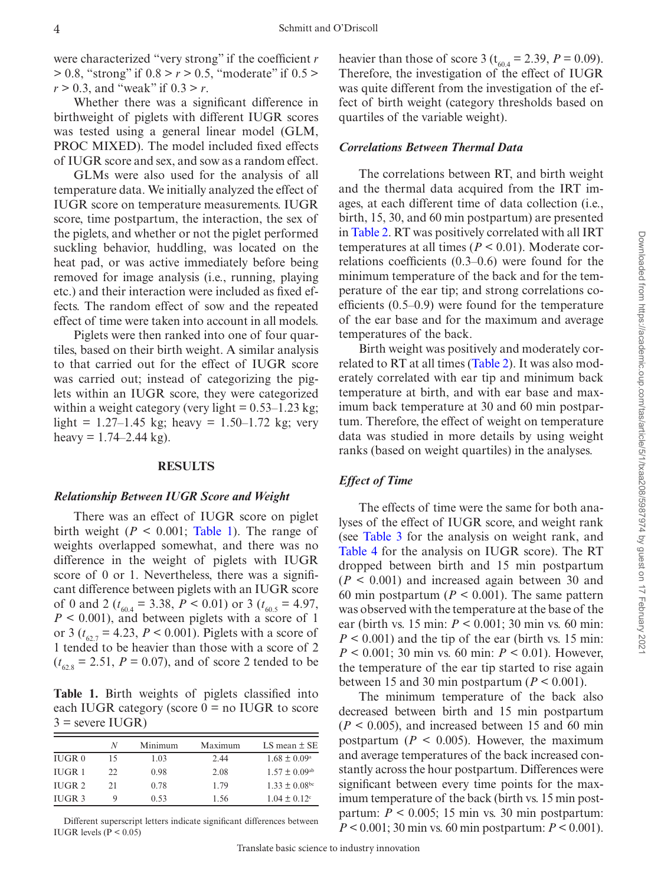were characterized "very strong" if the coefficient $r > 0.8$, "strong" if $0.8 > r > 0.5$, "moderate" if $0.5 > r > 0.3$, and "weak" if $0.3 > r$.

Whether there was a significant difference in birthweight of piglets with different IUGR scores was tested using a general linear model (GLM, PROC MIXED). The model included fixed effects of IUGR score and sex, and sow as a random effect.

GLMs were also used for the analysis of all temperature data. We initially analyzed the effect of IUGR score on temperature measurements. IUGR score, time postpartum, the interaction, the sex of the piglets, and whether or not the piglet performed suckling behavior, huddling, was located on the heat pad, or was active immediately before being removed for image analysis (i.e., running, playing etc.) and their interaction were included as fixed effects. The random effect of sow and the repeated effect of time were taken into account in all models.

Piglets were then ranked into one of four quartiles, based on their birth weight. A similar analysis to that carried out for the effect of IUGR score was carried out; instead of categorizing the piglets within an IUGR score, they were categorized within a weight category (very light = 0.53–1.23 kg; light = 1.27–1.45 kg; heavy = 1.50–1.72 kg; very heavy = 1.74–2.44 kg).

## RESULTS

### *Relationship Between IUGR Score and Weight*

There was an effect of IUGR score on piglet birth weight ($P < 0.001$; Table 1). The range of weights overlapped somewhat, and there was no difference in the weight of piglets with IUGR score of 0 or 1. Nevertheless, there was a significant difference between piglets with an IUGR score of 0 and 2 ($t_{60.4} = 3.38$, $P < 0.01$) or 3 ($t_{60.5} = 4.97$, $P < 0.001$), and between piglets with a score of 1 or 3 ($t_{62.7} = 4.23$, $P < 0.001$). Piglets with a score of 1 tended to be heavier than those with a score of 2 ($t_{62.8} = 2.51$, $P = 0.07$), and of score 2 tended to be heavier than those of score 3 ($t_{60.4} = 2.39$, $P = 0.09$). Therefore, the investigation of the effect of IUGR was quite different from the investigation of the effect of birth weight (category thresholds based on quartiles of the variable weight).

**Table 1.** Birth weights of piglets classified into each IUGR category (score 0 = no IUGR to score 3 = severe IUGR)

| | *N* | Minimum | Maximum | LS mean ± SE |
|---|---|---|---|---|
| IUGR 0 | 15 | 1.03 | 2.44 | 1.68 ± 0.09[a] |
| IUGR 1 | 22 | 0.98 | 2.08 | 1.57 ± 0.09[ab] |
| IUGR 2 | 21 | 0.78 | 1.79 | 1.33 ± 0.08[bc] |
| IUGR 3 | 9 | 0.53 | 1.56 | 1.04 ± 0.12[c] |

Different superscript letters indicate significant differences between IUGR levels ($P < 0.05$)

### *Correlations Between Thermal Data*

The correlations between RT, and birth weight and the thermal data acquired from the IRT images, at each different time of data collection (i.e., birth, 15, 30, and 60 min postpartum) are presented in Table 2. RT was positively correlated with all IRT temperatures at all times ($P < 0.01$). Moderate correlations coefficients (0.3–0.6) were found for the minimum temperature of the back and for the temperature of the ear tip; and strong correlations coefficients (0.5–0.9) were found for the temperature of the ear base and for the maximum and average temperatures of the back.

Birth weight was positively and moderately correlated to RT at all times (Table 2). It was also moderately correlated with ear tip and minimum back temperature at birth, and with ear base and maximum back temperature at 30 and 60 min postpartum. Therefore, the effect of weight on temperature data was studied in more details by using weight ranks (based on weight quartiles) in the analyses.

### *Effect of Time*

The effects of time were the same for both analyses of the effect of IUGR score, and weight rank (see Table 3 for the analysis on weight rank, and Table 4 for the analysis on IUGR score). The RT dropped between birth and 15 min postpartum ($P < 0.001$) and increased again between 30 and 60 min postpartum ($P < 0.001$). The same pattern was observed with the temperature at the base of the ear (birth vs. 15 min: $P < 0.001$; 30 min vs. 60 min: $P < 0.001$) and the tip of the ear (birth vs. 15 min: $P < 0.001$; 30 min vs. 60 min: $P < 0.01$). However, the temperature of the ear tip started to rise again between 15 and 30 min postpartum ($P < 0.001$).

The minimum temperature of the back also decreased between birth and 15 min postpartum ($P < 0.005$), and increased between 15 and 60 min postpartum ($P < 0.005$). However, the maximum and average temperatures of the back increased constantly across the hour postpartum. Differences were significant between every time points for the maximum temperature of the back (birth vs. 15 min postpartum: $P < 0.005$; 15 min vs. 30 min postpartum: $P < 0.001$; 30 min vs. 60 min postpartum: $P < 0.001$).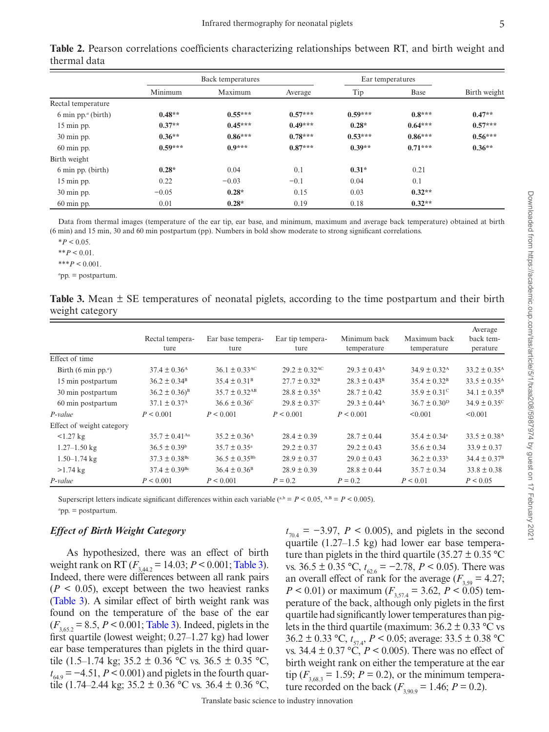**Table 2.** Pearson correlations coefficients characterizing relationships between RT, and birth weight and thermal data

| | Back temperatures | | | Ear temperatures | | |
|---|---|---|---|---|---|---|
| | Minimum | Maximum | Average | Tip | Base | Birth weight |
| Rectal temperature | | | | | | |
| 6 min pp.[a] (birth) | **0.48**** | **0.55***** | **0.57***** | **0.59***** | **0.8***** | **0.47**** |
| 15 min pp. | **0.37**** | **0.45***** | **0.49***** | **0.28*** | **0.64***** | **0.57***** |
| 30 min pp. | **0.36**** | **0.86***** | **0.78***** | **0.53***** | **0.86***** | **0.56***** |
| 60 min pp. | **0.59***** | **0.9***** | **0.87***** | **0.39**** | **0.71***** | **0.36**** |
| Birth weight | | | | | | |
| 6 min pp. (birth) | **0.28*** | 0.04 | 0.1 | **0.31*** | 0.21 | |
| 15 min pp. | 0.22 | −0.03 | −0.1 | 0.04 | 0.1 | |
| 30 min pp. | −0.05 | **0.28*** | 0.15 | 0.03 | **0.32**** | |
| 60 min pp. | 0.01 | **0.28*** | 0.19 | 0.18 | **0.32**** | |

Data from thermal images (temperature of the ear tip, ear base, and minimum, maximum and average back temperature) obtained at birth (6 min) and 15 min, 30 and 60 min postpartum (pp). Numbers in bold show moderate to strong significant correlations.

*$P < 0.05$.

**$P < 0.01$.

***$P < 0.001$.

[a]pp. = postpartum.

**Table 3.** Mean ± SE temperatures of neonatal piglets, according to the time postpartum and their birth weight category

| | Rectal temperature | Ear base temperature | Ear tip temperature | Minimum back temperature | Maximum back temperature | Average back temperature |
|---|---|---|---|---|---|---|
| Effect of time | | | | | | |
| Birth (6 min pp.[a]) | 37.4 ± 0.36[A] | 36.1 ± 0.33[AC] | 29.2 ± 0.32[AC] | 29.3 ± 0.43[A] | 34.9 ± 0.32[A] | 33.2 ± 0.35[A] |
| 15 min postpartum | 36.2 ± 0.34[B] | 35.4 ± 0.31[B] | 27.7 ± 0.32[B] | 28.3 ± 0.43[B] | 35.4 ± 0.32[B] | 33.5 ± 0.35[A] |
| 30 min postpartum | 36.2 ± 0.36)[B] | 35.7 ± 0.32[AB] | 28.8 ± 0.35[A] | 28.7 ± 0.42 | 35.9 ± 0.31[C] | 34.1 ± 0.35[B] |
| 60 min postpartum | 37.1 ± 0.37[A] | 36.6 ± 0.36[C] | 29.8 ± 0.37[C] | 29.3 ± 0.44[A] | 36.7 ± 0.30[D] | 34.9 ± 0.35[C] |
| *P-value* | $P < 0.001$ | $P < 0.001$ | $P < 0.001$ | $P < 0.001$ | <0.001 | <0.001 |
| Effect of weight category | | | | | | |
| <1.27 kg | 35.7 ± 0.41[Aa] | 35.2 ± 0.36[A] | 28.4 ± 0.39 | 28.7 ± 0.44 | 35.4 ± 0.34[a] | 33.5 ± 0.38[A] |
| 1.27–1.50 kg | 36.5 ± 0.39[b] | 35.7 ± 0.35[a] | 29.2 ± 0.37 | 29.2 ± 0.43 | 35.6 ± 0.34 | 33.9 ± 0.37 |
| 1.50–1.74 kg | 37.3 ± 0.38[Bc] | 36.5 ± 0.35[Bb] | 28.9 ± 0.37 | 29.0 ± 0.43 | 36.2 ± 0.33[b] | 34.4 ± 0.37[B] |
| >1.74 kg | 37.4 ± 0.39[Bc] | 36.4 ± 0.36[B] | 28.9 ± 0.39 | 28.8 ± 0.44 | 35.7 ± 0.34 | 33.8 ± 0.38 |
| *P-value* | $P < 0.001$ | $P < 0.001$ | $P = 0.2$ | $P = 0.2$ | $P < 0.01$ | $P < 0.05$ |

Superscript letters indicate significant differences within each variable ([a,b] = $P < 0.05$, [A,B] = $P < 0.005$).

[a]pp. = postpartum.

### *Effect of Birth Weight Category*

As hypothesized, there was an effect of birth weight rank on RT ($F_{3,44.2} = 14.03$; $P < 0.001$; Table 3). Indeed, there were differences between all rank pairs ($P < 0.05$), except between the two heaviest ranks (Table 3). A similar effect of birth weight rank was found on the temperature of the base of the ear ($F_{3,65.2} = 8.5$, $P < 0.001$; Table 3). Indeed, piglets in the first quartile (lowest weight; 0.27–1.27 kg) had lower ear base temperatures than piglets in the third quartile (1.5–1.74 kg; 35.2 ± 0.36 °C vs. 36.5 ± 0.35 °C, $t_{64.9} = -4.51$, $P < 0.001$) and piglets in the fourth quartile (1.74–2.44 kg; 35.2 ± 0.36 °C vs. 36.4 ± 0.36 °C, $t_{70.4} = -3.97$, $P < 0.005$), and piglets in the second quartile (1.27–1.5 kg) had lower ear base temperature than piglets in the third quartile (35.27 ± 0.35 °C vs. 36.5 ± 0.35 °C, $t_{62.6} = -2.78$, $P < 0.05$). There was an overall effect of rank for the average ($F_{3,59} = 4.27$; $P < 0.01$) or maximum ($F_{3,57.4} = 3.62$, $P < 0.05$) temperature of the back, although only piglets in the first quartile had significantly lower temperatures than piglets in the third quartile (maximum: 36.2 ± 0.33 °C vs 36.2 ± 0.33 °C, $t_{57.4}$, $P < 0.05$; average: 33.5 ± 0.38 °C vs. 34.4 ± 0.37 °C, $P < 0.005$). There was no effect of birth weight rank on either the temperature at the ear tip ($F_{3,68.3} = 1.59$; $P = 0.2$), or the minimum temperature recorded on the back ($F_{3,90.9} = 1.46$; $P = 0.2$).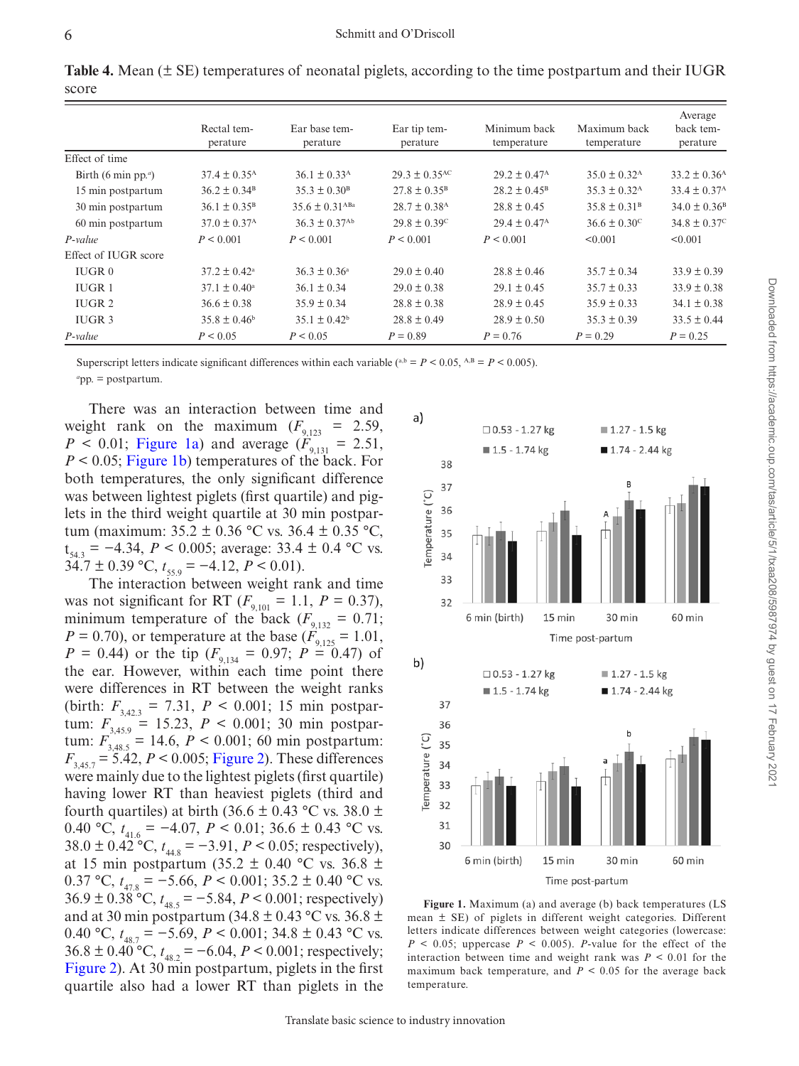**Table 4.** Mean (± SE) temperatures of neonatal piglets, according to the time postpartum and their IUGR score

| | Rectal temperature | Ear base temperature | Ear tip temperature | Minimum back temperature | Maximum back temperature | Average back temperature |
|---|---|---|---|---|---|---|
| Effect of time | | | | | | |
| Birth (6 min pp.[a]) | 37.4 ± 0.35$^{A}$ | 36.1 ± 0.33$^{A}$ | 29.3 ± 0.35$^{AC}$ | 29.2 ± 0.47$^{A}$ | 35.0 ± 0.32$^{A}$ | 33.2 ± 0.36$^{A}$ |
| 15 min postpartum | 36.2 ± 0.34$^{B}$ | 35.3 ± 0.30$^{B}$ | 27.8 ± 0.35$^{B}$ | 28.2 ± 0.45$^{B}$ | 35.3 ± 0.32$^{A}$ | 33.4 ± 0.37$^{A}$ |
| 30 min postpartum | 36.1 ± 0.35$^{B}$ | 35.6 ± 0.31$^{ABa}$ | 28.7 ± 0.38$^{A}$ | 28.8 ± 0.45 | 35.8 ± 0.31$^{B}$ | 34.0 ± 0.36$^{B}$ |
| 60 min postpartum | 37.0 ± 0.37$^{A}$ | 36.3 ± 0.37$^{Ab}$ | 29.8 ± 0.39$^{C}$ | 29.4 ± 0.47$^{A}$ | 36.6 ± 0.30$^{C}$ | 34.8 ± 0.37$^{C}$ |
| *P-value* | $P < 0.001$ | $P < 0.001$ | $P < 0.001$ | $P < 0.001$ | <0.001 | <0.001 |
| Effect of IUGR score | | | | | | |
| IUGR 0 | 37.2 ± 0.42$^{a}$ | 36.3 ± 0.36$^{a}$ | 29.0 ± 0.40 | 28.8 ± 0.46 | 35.7 ± 0.34 | 33.9 ± 0.39 |
| IUGR 1 | 37.1 ± 0.40$^{a}$ | 36.1 ± 0.34 | 29.0 ± 0.38 | 29.1 ± 0.45 | 35.7 ± 0.33 | 33.9 ± 0.38 |
| IUGR 2 | 36.6 ± 0.38 | 35.9 ± 0.34 | 28.8 ± 0.38 | 28.9 ± 0.45 | 35.9 ± 0.33 | 34.1 ± 0.38 |
| IUGR 3 | 35.8 ± 0.46$^{b}$ | 35.1 ± 0.42$^{b}$ | 28.8 ± 0.49 | 28.9 ± 0.50 | 35.3 ± 0.39 | 33.5 ± 0.44 |
| *P-value* | $P < 0.05$ | $P < 0.05$ | $P = 0.89$ | $P = 0.76$ | $P = 0.29$ | $P = 0.25$ |

Superscript letters indicate significant differences within each variable ($^{a,b}$ = $P < 0.05$, $^{A,B}$ = $P < 0.005$).
[a]pp. = postpartum.

There was an interaction between time and weight rank on the maximum ($F_{9,123} = 2.59$, $P < 0.01$; Figure 1a) and average ($F_{9,131} = 2.51$, $P < 0.05$; Figure 1b) temperatures of the back. For both temperatures, the only significant difference was between lightest piglets (first quartile) and piglets in the third weight quartile at 30 min postpartum (maximum: 35.2 ± 0.36 °C vs. 36.4 ± 0.35 °C, $t_{54.3} = -4.34$, $P < 0.005$; average: 33.4 ± 0.4 °C vs. 34.7 ± 0.39 °C, $t_{55.9} = -4.12$, $P < 0.01$).

The interaction between weight rank and time was not significant for RT ($F_{9,101} = 1.1$, $P = 0.37$), minimum temperature of the back ($F_{9,132} = 0.71$; $P = 0.70$), or temperature at the base ($F_{9,125} = 1.01$, $P = 0.44$) or the tip ($F_{9,134} = 0.97$; $P = 0.47$) of the ear. However, within each time point there were differences in RT between the weight ranks (birth: $F_{3,42.3} = 7.31$, $P < 0.001$; 15 min postpartum: $F_{3,45.9} = 15.23$, $P < 0.001$; 30 min postpartum: $F_{3,48.5} = 14.6$, $P < 0.001$; 60 min postpartum: $F_{3,45.7} = 5.42$, $P < 0.005$; Figure 2). These differences were mainly due to the lightest piglets (first quartile) having lower RT than heaviest piglets (third and fourth quartiles) at birth (36.6 ± 0.43 °C vs. 38.0 ± 0.40 °C, $t_{41.6} = -4.07$, $P < 0.01$; 36.6 ± 0.43 °C vs. 38.0 ± 0.42 °C, $t_{44.8} = -3.91$, $P < 0.05$; respectively), at 15 min postpartum (35.2 ± 0.40 °C vs. 36.8 ± 0.37 °C, $t_{47.8} = -5.66$, $P < 0.001$; 35.2 ± 0.40 °C vs. 36.9 ± 0.38 °C, $t_{48.5} = -5.84$, $P < 0.001$; respectively) and at 30 min postpartum (34.8 ± 0.43 °C vs. 36.8 ± 0.40 °C, $t_{48.7} = -5.69$, $P < 0.001$; 34.8 ± 0.43 °C vs. 36.8 ± 0.40 °C, $t_{48.2} = -6.04$, $P < 0.001$; respectively; Figure 2). At 30 min postpartum, piglets in the first quartile also had a lower RT than piglets in the

**Figure 1.** Maximum (a) and average (b) back temperatures (LS mean ± SE) of piglets in different weight categories. Different letters indicate differences between weight categories (lowercase: $P < 0.05$; uppercase $P < 0.005$). *P*-value for the effect of the interaction between time and weight rank was $P < 0.01$ for the maximum back temperature, and $P < 0.05$ for the average back temperature.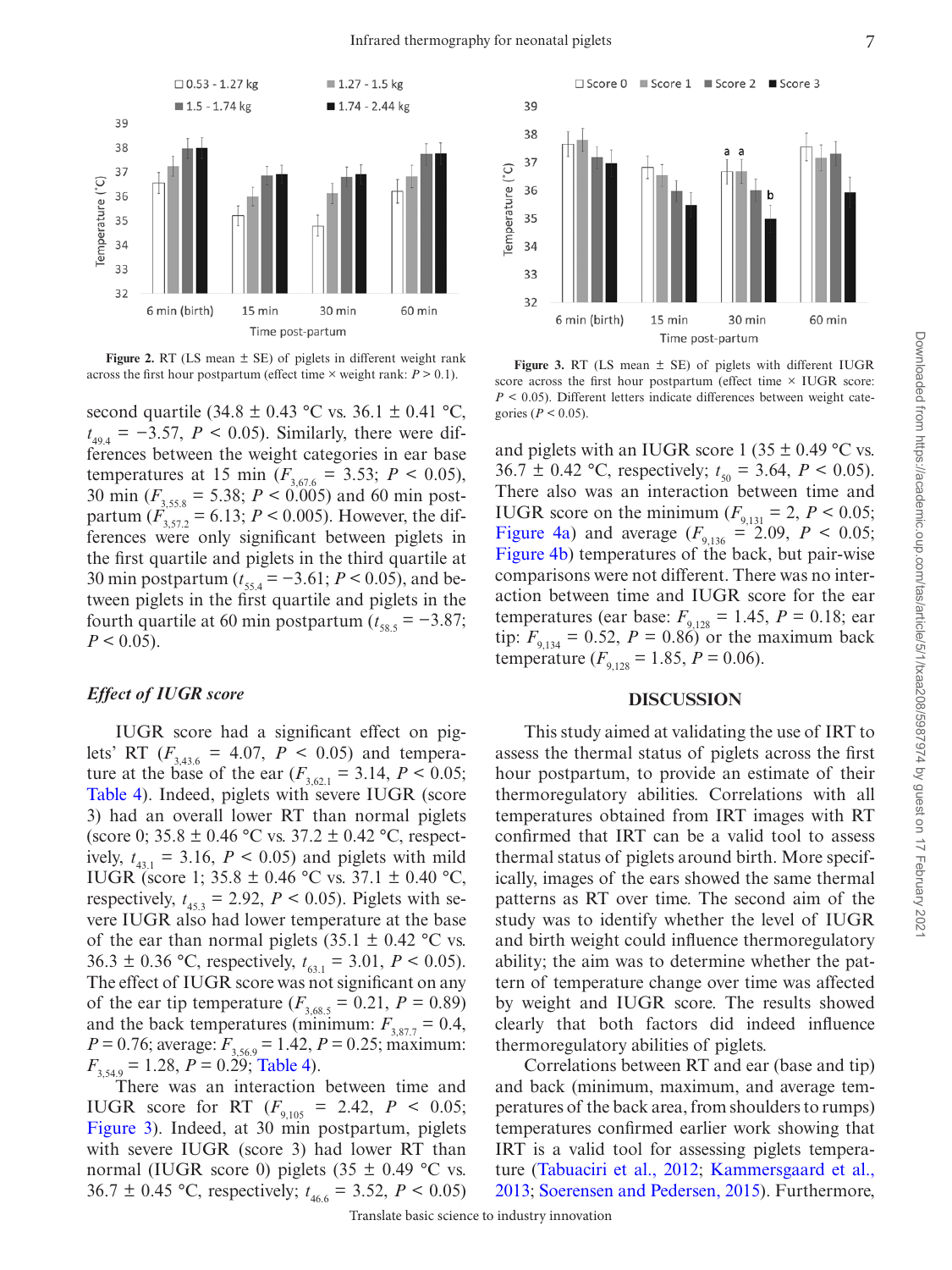Figure 2. RT (LS mean ± SE) of piglets in different weight rank across the first hour postpartum (effect time × weight rank: $P > 0.1$).

Figure 3. RT (LS mean ± SE) of piglets with different IUGR score across the first hour postpartum (effect time × IUGR score: $P < 0.05$). Different letters indicate differences between weight categories ($P < 0.05$).

second quartile (34.8 ± 0.43 °C vs. 36.1 ± 0.41 °C, $t_{49.4} = -3.57$, $P < 0.05$). Similarly, there were differences between the weight categories in ear base temperatures at 15 min ($F_{3,67.6} = 3.53$; $P < 0.05$), 30 min ($F_{3,55.8} = 5.38$; $P < 0.005$) and 60 min postpartum ($F_{3,57.2} = 6.13$; $P < 0.005$). However, the differences were only significant between piglets in the first quartile and piglets in the third quartile at 30 min postpartum ($t_{55.4} = -3.61$; $P < 0.05$), and between piglets in the first quartile and piglets in the fourth quartile at 60 min postpartum ($t_{58.5} = -3.87$; $P < 0.05$).

### *Effect of IUGR score*

IUGR score had a significant effect on piglets' RT ($F_{3,43.6} = 4.07$, $P < 0.05$) and temperature at the base of the ear ($F_{3,62.1} = 3.14$, $P < 0.05$; Table 4). Indeed, piglets with severe IUGR (score 3) had an overall lower RT than normal piglets (score 0; 35.8 ± 0.46 °C vs. 37.2 ± 0.42 °C, respectively, $t_{43.1} = 3.16$, $P < 0.05$) and piglets with mild IUGR (score 1; 35.8 ± 0.46 °C vs. 37.1 ± 0.40 °C, respectively, $t_{45.3} = 2.92$, $P < 0.05$). Piglets with severe IUGR also had lower temperature at the base of the ear than normal piglets (35.1 ± 0.42 °C vs. 36.3 ± 0.36 °C, respectively, $t_{63.1} = 3.01$, $P < 0.05$). The effect of IUGR score was not significant on any of the ear tip temperature ($F_{3,68.5} = 0.21$, $P = 0.89$) and the back temperatures (minimum: $F_{3,87.7} = 0.4$, $P = 0.76$; average: $F_{3,56.9} = 1.42$, $P = 0.25$; maximum: $F_{3,54.9} = 1.28$, $P = 0.29$; Table 4).

There was an interaction between time and IUGR score for RT ($F_{9,105} = 2.42$, $P < 0.05$; Figure 3). Indeed, at 30 min postpartum, piglets with severe IUGR (score 3) had lower RT than normal (IUGR score 0) piglets (35 ± 0.49 °C vs. 36.7 ± 0.45 °C, respectively; $t_{46.6} = 3.52$, $P < 0.05$) and piglets with an IUGR score 1 (35 ± 0.49 °C vs. 36.7 ± 0.42 °C, respectively; $t_{50} = 3.64$, $P < 0.05$). There also was an interaction between time and IUGR score on the minimum ($F_{9,131} = 2$, $P < 0.05$; Figure 4a) and average ($F_{9,136} = 2.09$, $P < 0.05$; Figure 4b) temperatures of the back, but pair-wise comparisons were not different. There was no interaction between time and IUGR score for the ear temperatures (ear base: $F_{9,128} = 1.45$, $P = 0.18$; ear tip: $F_{9,134} = 0.52$, $P = 0.86$) or the maximum back temperature ($F_{9,128} = 1.85$, $P = 0.06$).

## DISCUSSION

This study aimed at validating the use of IRT to assess the thermal status of piglets across the first hour postpartum, to provide an estimate of their thermoregulatory abilities. Correlations with all temperatures obtained from IRT images with RT confirmed that IRT can be a valid tool to assess thermal status of piglets around birth. More specifically, images of the ears showed the same thermal patterns as RT over time. The second aim of the study was to identify whether the level of IUGR and birth weight could influence thermoregulatory ability; the aim was to determine whether the pattern of temperature change over time was affected by weight and IUGR score. The results showed clearly that both factors did indeed influence thermoregulatory abilities of piglets.

Correlations between RT and ear (base and tip) and back (minimum, maximum, and average temperatures of the back area, from shoulders to rumps) temperatures confirmed earlier work showing that IRT is a valid tool for assessing piglets temperature (Tabuaciri et al., 2012; Kammersgaard et al., 2013; Soerensen and Pedersen, 2015). Furthermore,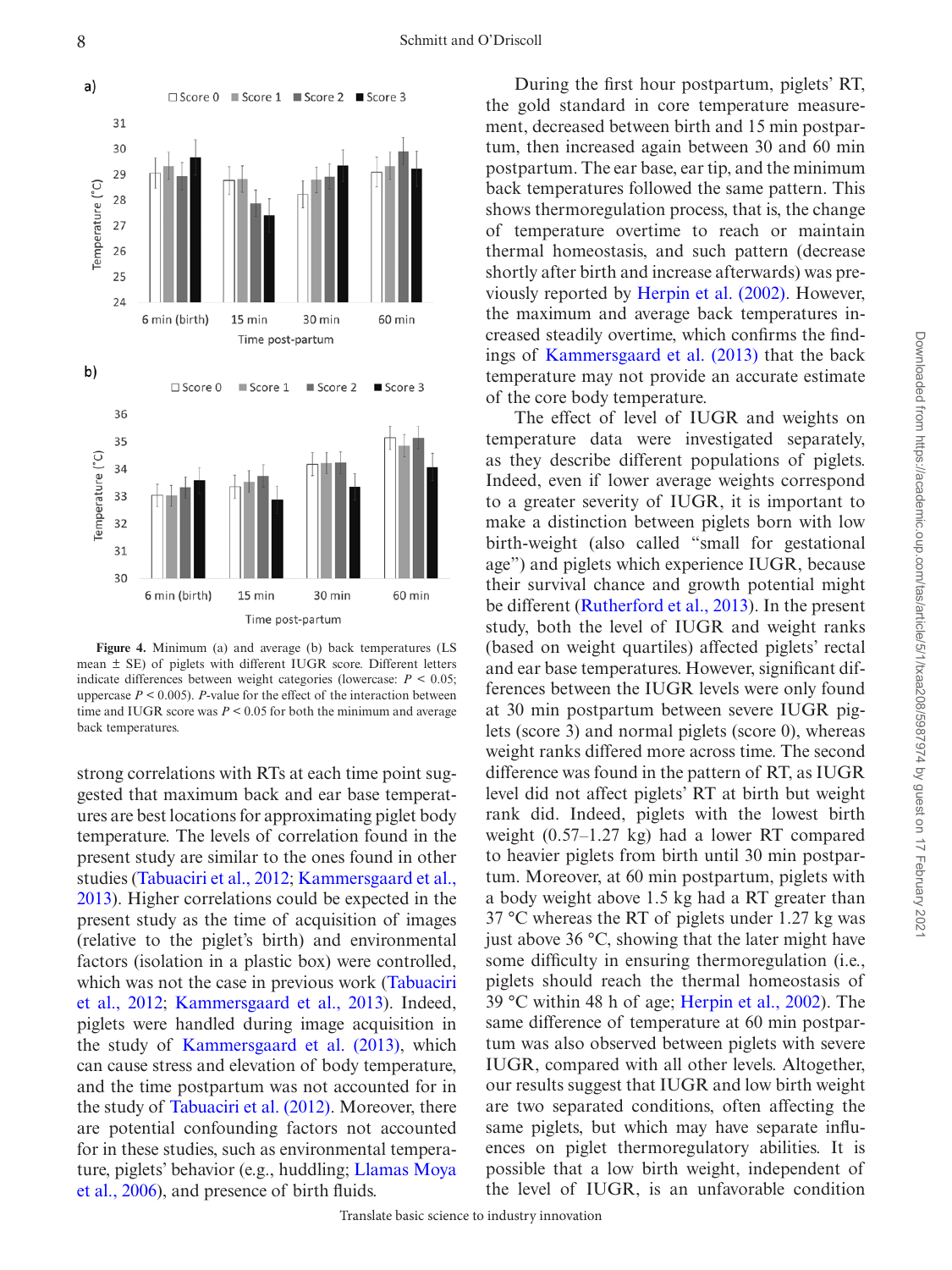**Figure 4.** Minimum (a) and average (b) back temperatures (LS mean ± SE) of piglets with different IUGR score. Different letters indicate differences between weight categories (lowercase: $P$ < 0.05; uppercase $P$ < 0.005). $P$-value for the effect of the interaction between time and IUGR score was $P$ < 0.05 for both the minimum and average back temperatures.

strong correlations with RTs at each time point suggested that maximum back and ear base temperatures are best locations for approximating piglet body temperature. The levels of correlation found in the present study are similar to the ones found in other studies (Tabuaciri et al., 2012; Kammersgaard et al., 2013). Higher correlations could be expected in the present study as the time of acquisition of images (relative to the piglet's birth) and environmental factors (isolation in a plastic box) were controlled, which was not the case in previous work (Tabuaciri et al., 2012; Kammersgaard et al., 2013). Indeed, piglets were handled during image acquisition in the study of Kammersgaard et al. (2013), which can cause stress and elevation of body temperature, and the time postpartum was not accounted for in the study of Tabuaciri et al. (2012). Moreover, there are potential confounding factors not accounted for in these studies, such as environmental temperature, piglets' behavior (e.g., huddling; Llamas Moya et al., 2006), and presence of birth fluids.

During the first hour postpartum, piglets' RT, the gold standard in core temperature measurement, decreased between birth and 15 min postpartum, then increased again between 30 and 60 min postpartum. The ear base, ear tip, and the minimum back temperatures followed the same pattern. This shows thermoregulation process, that is, the change of temperature overtime to reach or maintain thermal homeostasis, and such pattern (decrease shortly after birth and increase afterwards) was previously reported by Herpin et al. (2002). However, the maximum and average back temperatures increased steadily overtime, which confirms the findings of Kammersgaard et al. (2013) that the back temperature may not provide an accurate estimate of the core body temperature.

The effect of level of IUGR and weights on temperature data were investigated separately, as they describe different populations of piglets. Indeed, even if lower average weights correspond to a greater severity of IUGR, it is important to make a distinction between piglets born with low birth-weight (also called "small for gestational age") and piglets which experience IUGR, because their survival chance and growth potential might be different (Rutherford et al., 2013). In the present study, both the level of IUGR and weight ranks (based on weight quartiles) affected piglets' rectal and ear base temperatures. However, significant differences between the IUGR levels were only found at 30 min postpartum between severe IUGR piglets (score 3) and normal piglets (score 0), whereas weight ranks differed more across time. The second difference was found in the pattern of RT, as IUGR level did not affect piglets' RT at birth but weight rank did. Indeed, piglets with the lowest birth weight (0.57–1.27 kg) had a lower RT compared to heavier piglets from birth until 30 min postpartum. Moreover, at 60 min postpartum, piglets with a body weight above 1.5 kg had a RT greater than 37 °C whereas the RT of piglets under 1.27 kg was just above 36 °C, showing that the later might have some difficulty in ensuring thermoregulation (i.e., piglets should reach the thermal homeostasis of 39 °C within 48 h of age; Herpin et al., 2002). The same difference of temperature at 60 min postpartum was also observed between piglets with severe IUGR, compared with all other levels. Altogether, our results suggest that IUGR and low birth weight are two separated conditions, often affecting the same piglets, but which may have separate influences on piglet thermoregulatory abilities. It is possible that a low birth weight, independent of the level of IUGR, is an unfavorable condition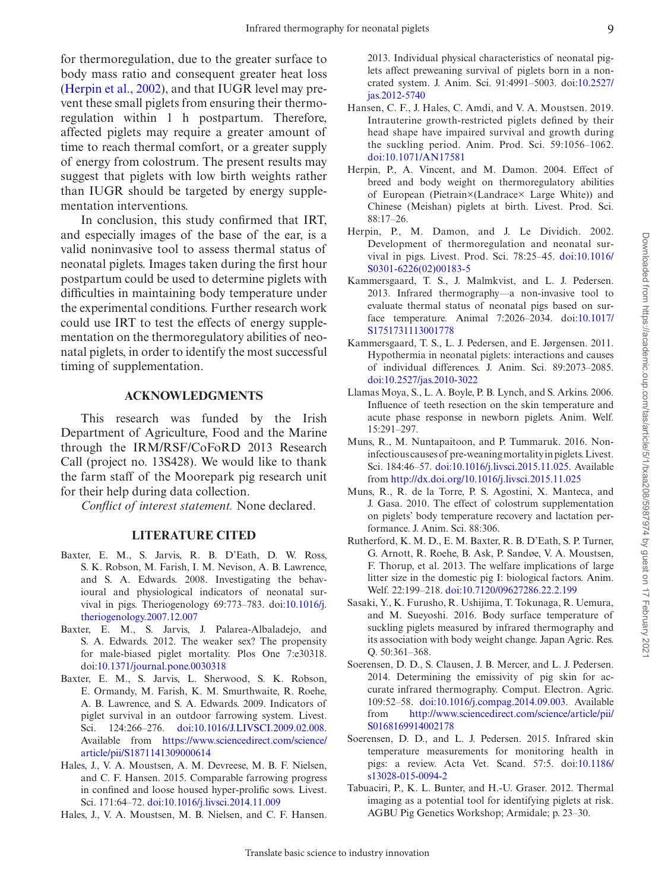for thermoregulation, due to the greater surface to body mass ratio and consequent greater heat loss (Herpin et al., 2002), and that IUGR level may prevent these small piglets from ensuring their thermoregulation within 1 h postpartum. Therefore, affected piglets may require a greater amount of time to reach thermal comfort, or a greater supply of energy from colostrum. The present results may suggest that piglets with low birth weights rather than IUGR should be targeted by energy supplementation interventions.

In conclusion, this study confirmed that IRT, and especially images of the base of the ear, is a valid noninvasive tool to assess thermal status of neonatal piglets. Images taken during the first hour postpartum could be used to determine piglets with difficulties in maintaining body temperature under the experimental conditions. Further research work could use IRT to test the effects of energy supplementation on the thermoregulatory abilities of neonatal piglets, in order to identify the most successful timing of supplementation.

## ACKNOWLEDGMENTS

This research was funded by the Irish Department of Agriculture, Food and the Marine through the IRM/RSF/CoFoRD 2013 Research Call (project no. 13S428). We would like to thank the farm staff of the Moorepark pig research unit for their help during data collection.

*Conflict of interest statement.* None declared.

## LITERATURE CITED

Baxter, E. M., S. Jarvis, R. B. D'Eath, D. W. Ross, S. K. Robson, M. Farish, I. M. Nevison, A. B. Lawrence, and S. A. Edwards. 2008. Investigating the behavioural and physiological indicators of neonatal survival in pigs. Theriogenology 69:773–783. doi:10.1016/j.theriogenology.2007.12.007

Baxter, E. M., S. Jarvis, J. Palarea-Albaladejo, and S. A. Edwards. 2012. The weaker sex? The propensity for male-biased piglet mortality. Plos One 7:e30318. doi:10.1371/journal.pone.0030318

Baxter, E. M., S. Jarvis, L. Sherwood, S. K. Robson, E. Ormandy, M. Farish, K. M. Smurthwaite, R. Roehe, A. B. Lawrence, and S. A. Edwards. 2009. Indicators of piglet survival in an outdoor farrowing system. Livest. Sci. 124:266–276. doi:10.1016/J.LIVSCI.2009.02.008. Available from https://www.sciencedirect.com/science/article/pii/S1871141309000614

Hales, J., V. A. Moustsen, A. M. Devreese, M. B. F. Nielsen, and C. F. Hansen. 2015. Comparable farrowing progress in confined and loose housed hyper-prolific sows. Livest. Sci. 171:64–72. doi:10.1016/j.livsci.2014.11.009

Hales, J., V. A. Moustsen, M. B. Nielsen, and C. F. Hansen. 2013. Individual physical characteristics of neonatal piglets affect preweaning survival of piglets born in a noncrated system. J. Anim. Sci. 91:4991–5003. doi:10.2527/jas.2012-5740

Hansen, C. F., J. Hales, C. Amdi, and V. A. Moustsen. 2019. Intrauterine growth-restricted piglets defined by their head shape have impaired survival and growth during the suckling period. Anim. Prod. Sci. 59:1056–1062. doi:10.1071/AN17581

Herpin, P., A. Vincent, and M. Damon. 2004. Effect of breed and body weight on thermoregulatory abilities of European (Pietrain×(Landrace× Large White)) and Chinese (Meishan) piglets at birth. Livest. Prod. Sci. 88:17–26.

Herpin, P., M. Damon, and J. Le Dividich. 2002. Development of thermoregulation and neonatal survival in pigs. Livest. Prod. Sci. 78:25–45. doi:10.1016/S0301-6226(02)00183-5

Kammersgaard, T. S., J. Malmkvist, and L. J. Pedersen. 2013. Infrared thermography—a non-invasive tool to evaluate thermal status of neonatal pigs based on surface temperature. Animal 7:2026–2034. doi:10.1017/S1751731113001778

Kammersgaard, T. S., L. J. Pedersen, and E. Jørgensen. 2011. Hypothermia in neonatal piglets: interactions and causes of individual differences. J. Anim. Sci. 89:2073–2085. doi:10.2527/jas.2010-3022

Llamas Moya, S., L. A. Boyle, P. B. Lynch, and S. Arkins. 2006. Influence of teeth resection on the skin temperature and acute phase response in newborn piglets. Anim. Welf. 15:291–297.

Muns, R., M. Nuntapaitoon, and P. Tummaruk. 2016. Non-infectious causes of pre-weaning mortality in piglets. Livest. Sci. 184:46–57. doi:10.1016/j.livsci.2015.11.025. Available from http://dx.doi.org/10.1016/j.livsci.2015.11.025

Muns, R., R. de la Torre, P. S. Agostini, X. Manteca, and J. Gasa. 2010. The effect of colostrum supplementation on piglets' body temperature recovery and lactation performance. J. Anim. Sci. 88:306.

Rutherford, K. M. D., E. M. Baxter, R. B. D'Eath, S. P. Turner, G. Arnott, R. Roehe, B. Ask, P. Sandøe, V. A. Moustsen, F. Thorup, et al. 2013. The welfare implications of large litter size in the domestic pig I: biological factors. Anim. Welf. 22:199–218. doi:10.7120/09627286.22.2.199

Sasaki, Y., K. Furusho, R. Ushijima, T. Tokunaga, R. Uemura, and M. Sueyoshi. 2016. Body surface temperature of suckling piglets measured by infrared thermography and its association with body weight change. Japan Agric. Res. Q. 50:361–368.

Soerensen, D. D., S. Clausen, J. B. Mercer, and L. J. Pedersen. 2014. Determining the emissivity of pig skin for accurate infrared thermography. Comput. Electron. Agric. 109:52–58. doi:10.1016/j.compag.2014.09.003. Available from http://www.sciencedirect.com/science/article/pii/S0168169914002178

Soerensen, D. D., and L. J. Pedersen. 2015. Infrared skin temperature measurements for monitoring health in pigs: a review. Acta Vet. Scand. 57:5. doi:10.1186/s13028-015-0094-2

Tabuaciri, P., K. L. Bunter, and H.-U. Graser. 2012. Thermal imaging as a potential tool for identifying piglets at risk. AGBU Pig Genetics Workshop; Armidale; p. 23–30.